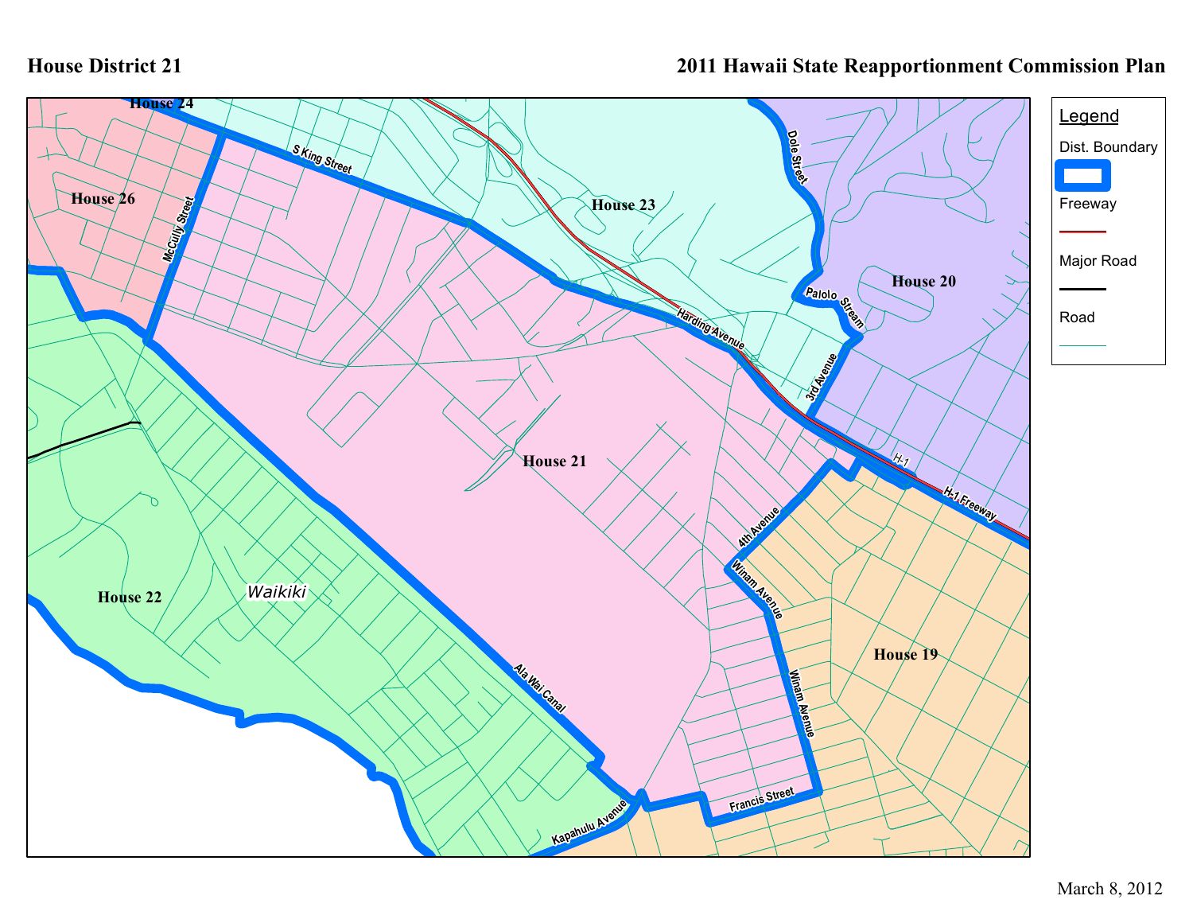# House District 21

## 2011 Hawaii State Reapportionment Commission Plan

House 24

House 26

House 23

House 20

House 21

House 22

House 19

Waikiki

S King Street

McCully Street

Harding Avenue

Dole Street

Palolo Stream

3rd Avenue

4th Avenue

H-1

H-1 Freeway

Winam Avenue

Winam Avenue

Ala Wai Canal

Kapahulu Avenue

Francis Street

**Legend**

Dist. Boundary

Freeway

Major Road

Road

March 8, 2012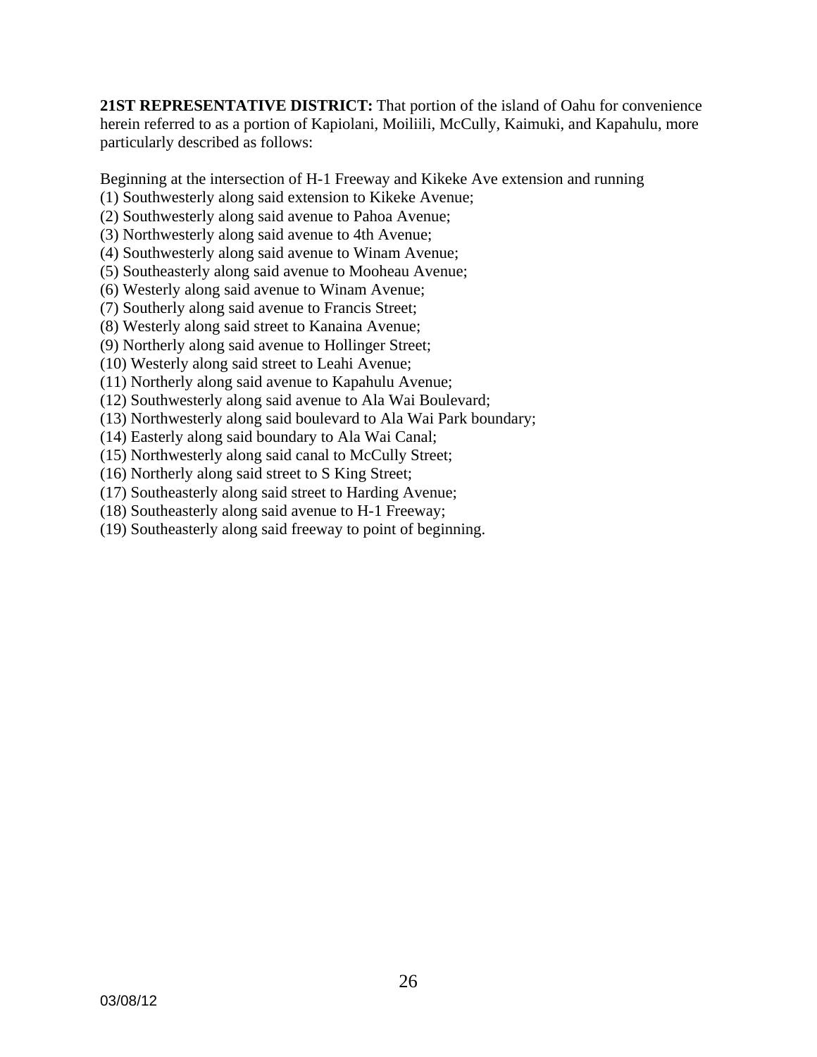**21ST REPRESENTATIVE DISTRICT:** That portion of the island of Oahu for convenience herein referred to as a portion of Kapiolani, Moiliili, McCully, Kaimuki, and Kapahulu, more particularly described as follows:

Beginning at the intersection of H-1 Freeway and Kikeke Ave extension and running
(1) Southwesterly along said extension to Kikeke Avenue;
(2) Southwesterly along said avenue to Pahoa Avenue;
(3) Northwesterly along said avenue to 4th Avenue;
(4) Southwesterly along said avenue to Winam Avenue;
(5) Southeasterly along said avenue to Mooheau Avenue;
(6) Westerly along said avenue to Winam Avenue;
(7) Southerly along said avenue to Francis Street;
(8) Westerly along said street to Kanaina Avenue;
(9) Northerly along said avenue to Hollinger Street;
(10) Westerly along said street to Leahi Avenue;
(11) Northerly along said avenue to Kapahulu Avenue;
(12) Southwesterly along said avenue to Ala Wai Boulevard;
(13) Northwesterly along said boulevard to Ala Wai Park boundary;
(14) Easterly along said boundary to Ala Wai Canal;
(15) Northwesterly along said canal to McCully Street;
(16) Northerly along said street to S King Street;
(17) Southeasterly along said street to Harding Avenue;
(18) Southeasterly along said avenue to H-1 Freeway;
(19) Southeasterly along said freeway to point of beginning.

03/08/12